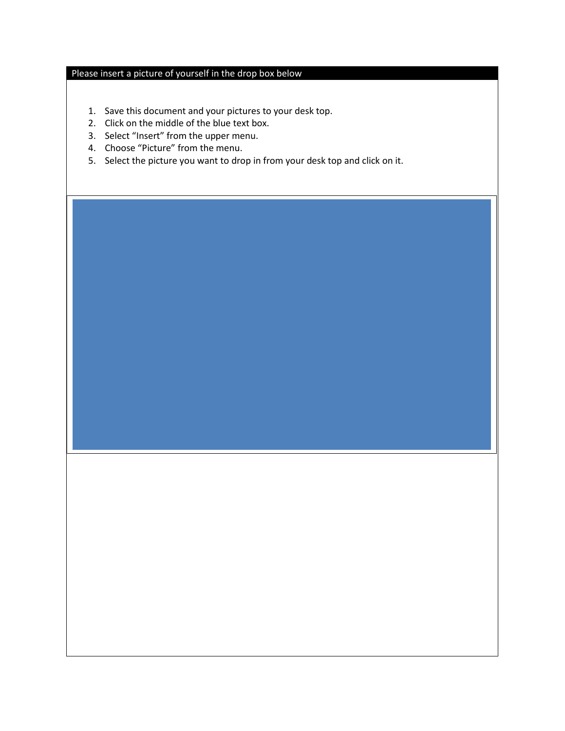Please insert a picture of yourself in the drop box below

1. Save this document and your pictures to your desk top.
2. Click on the middle of the blue text box.
3. Select "Insert" from the upper menu.
4. Choose "Picture" from the menu.
5. Select the picture you want to drop in from your desk top and click on it.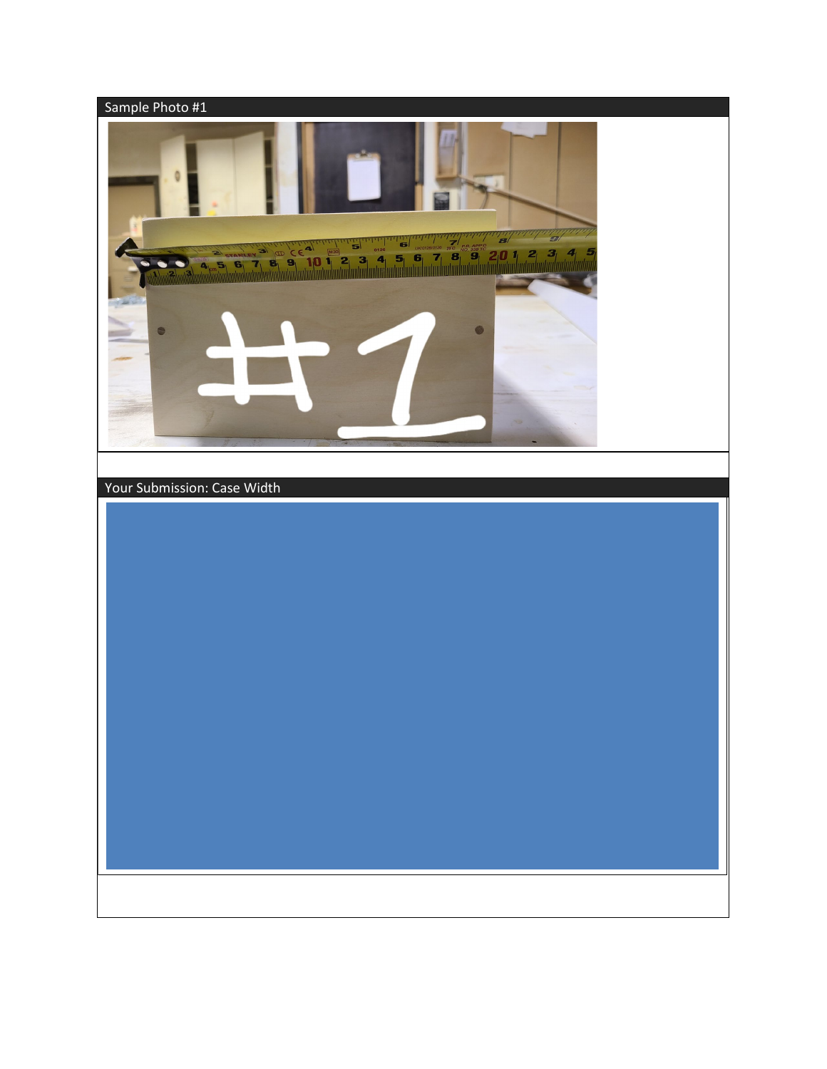Sample Photo #1

Your Submission: Case Width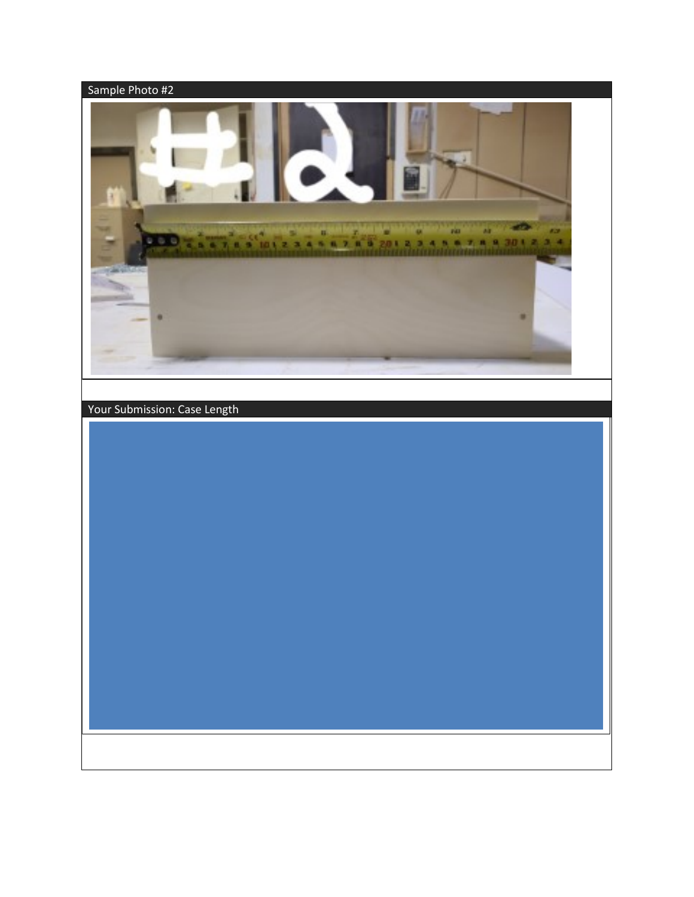Sample Photo #2

Your Submission: Case Length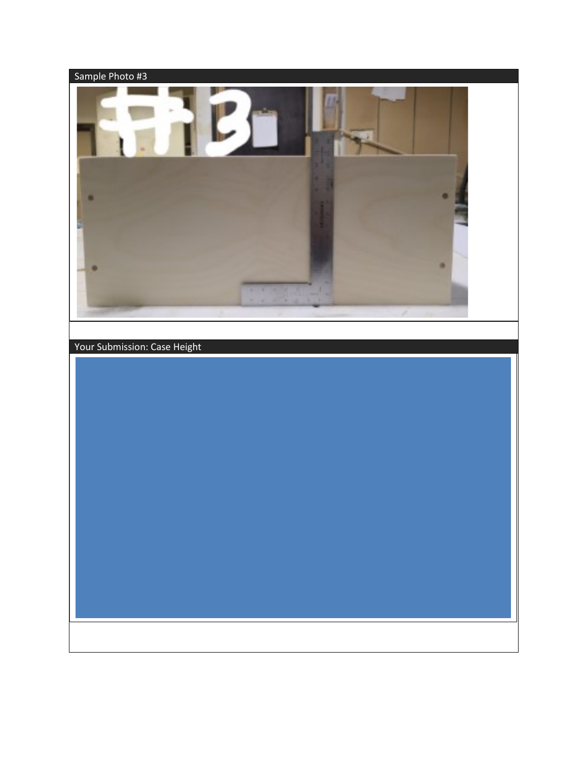Sample Photo #3

Your Submission: Case Height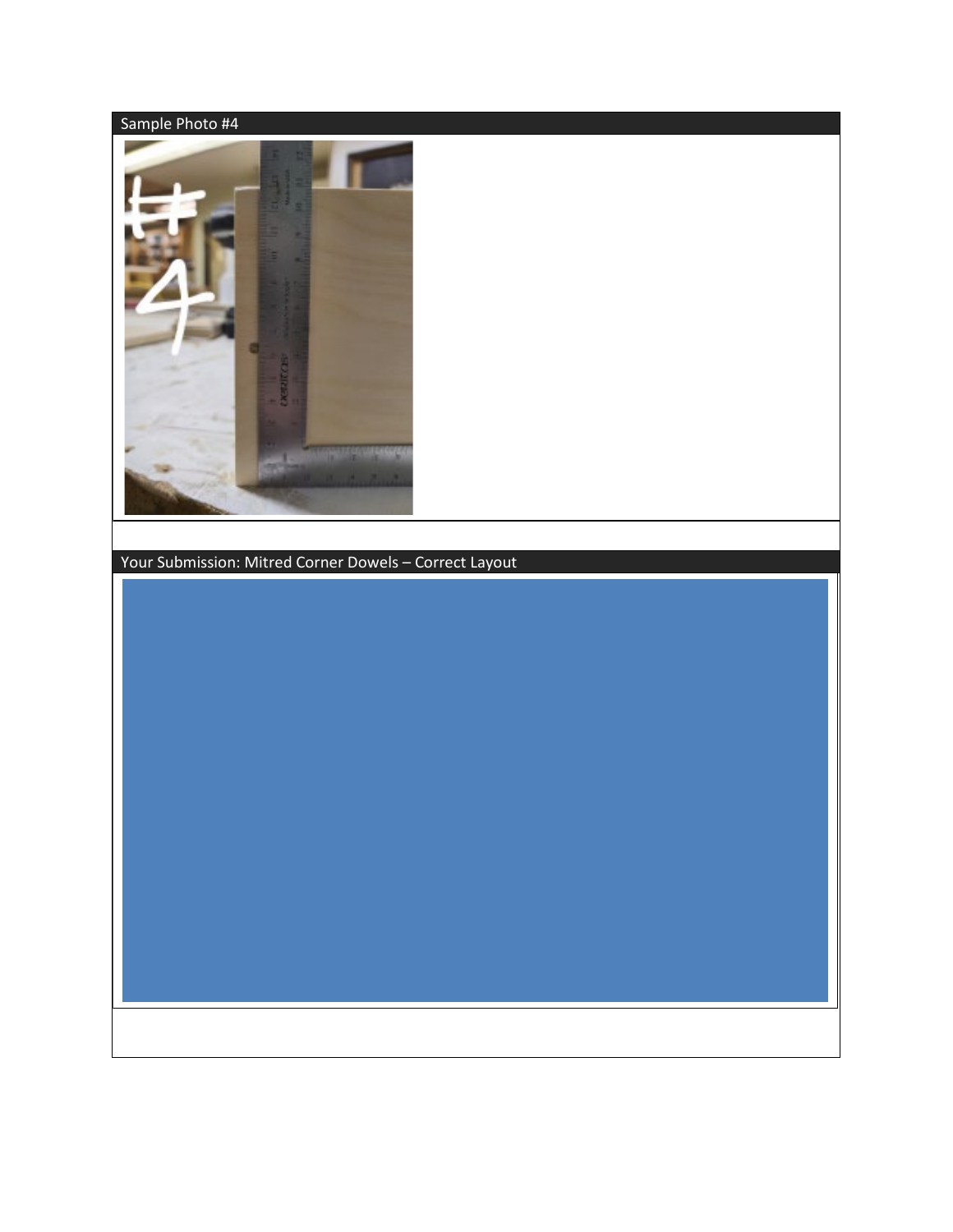Sample Photo #4

Your Submission: Mitred Corner Dowels – Correct Layout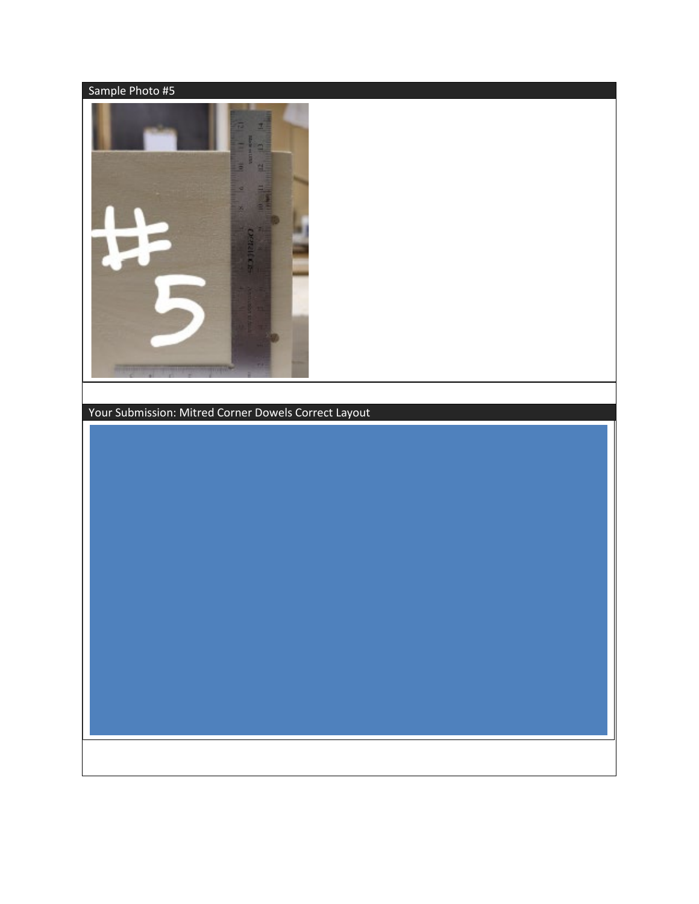Sample Photo #5

Your Submission: Mitred Corner Dowels Correct Layout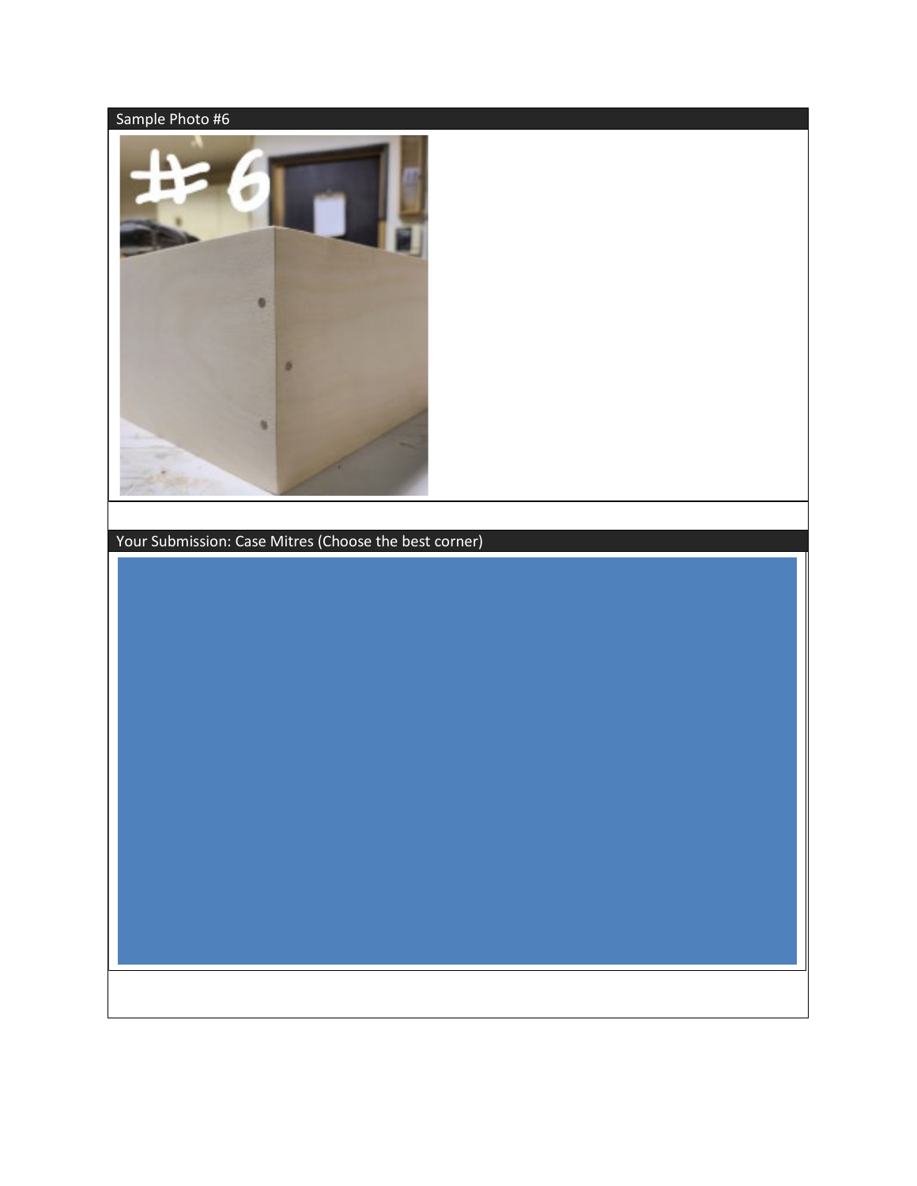Sample Photo #6

Your Submission: Case Mitres (Choose the best corner)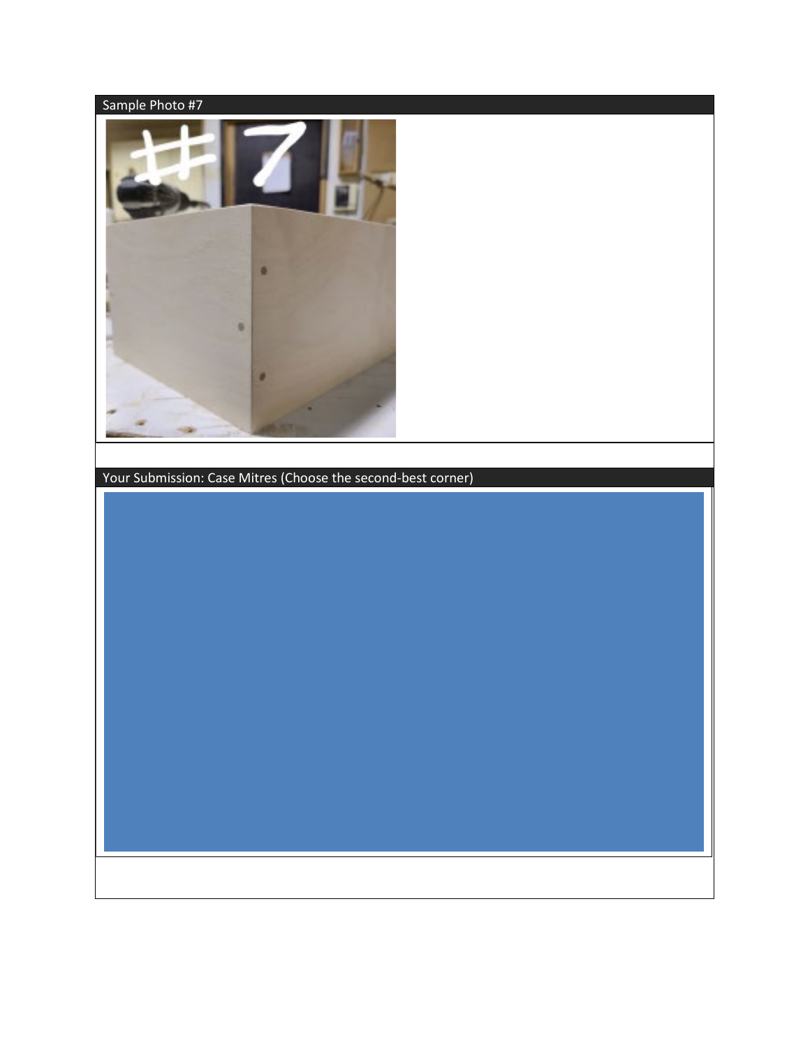Sample Photo #7

Your Submission: Case Mitres (Choose the second-best corner)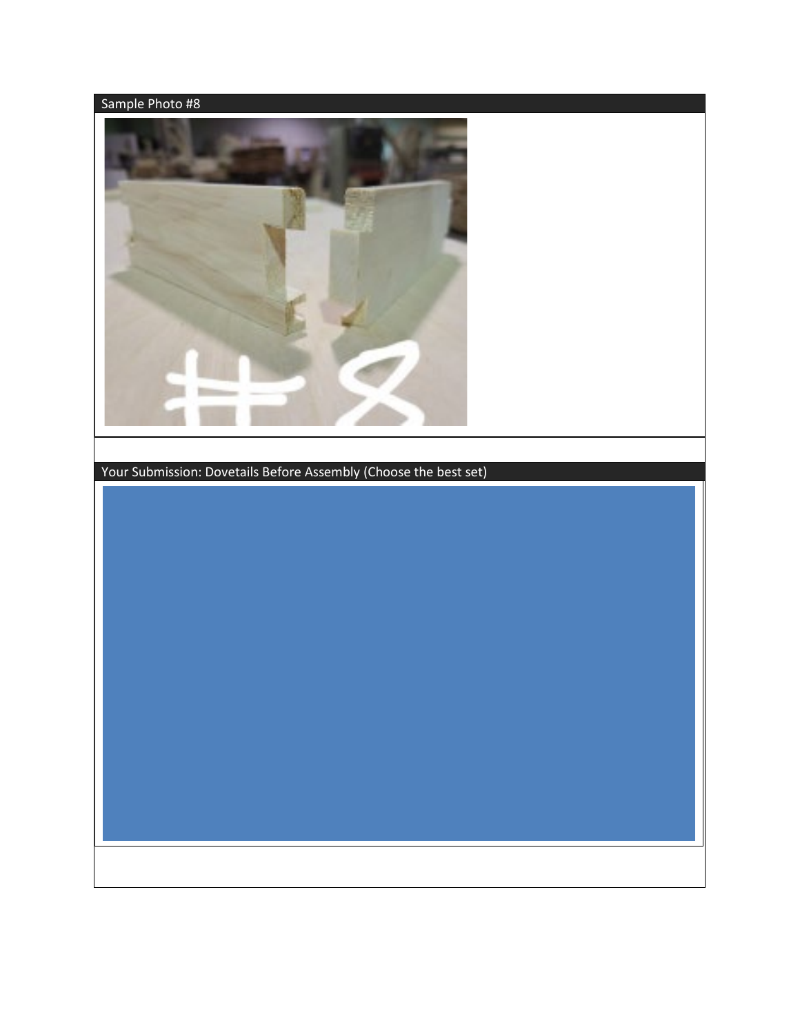Sample Photo #8

Your Submission: Dovetails Before Assembly (Choose the best set)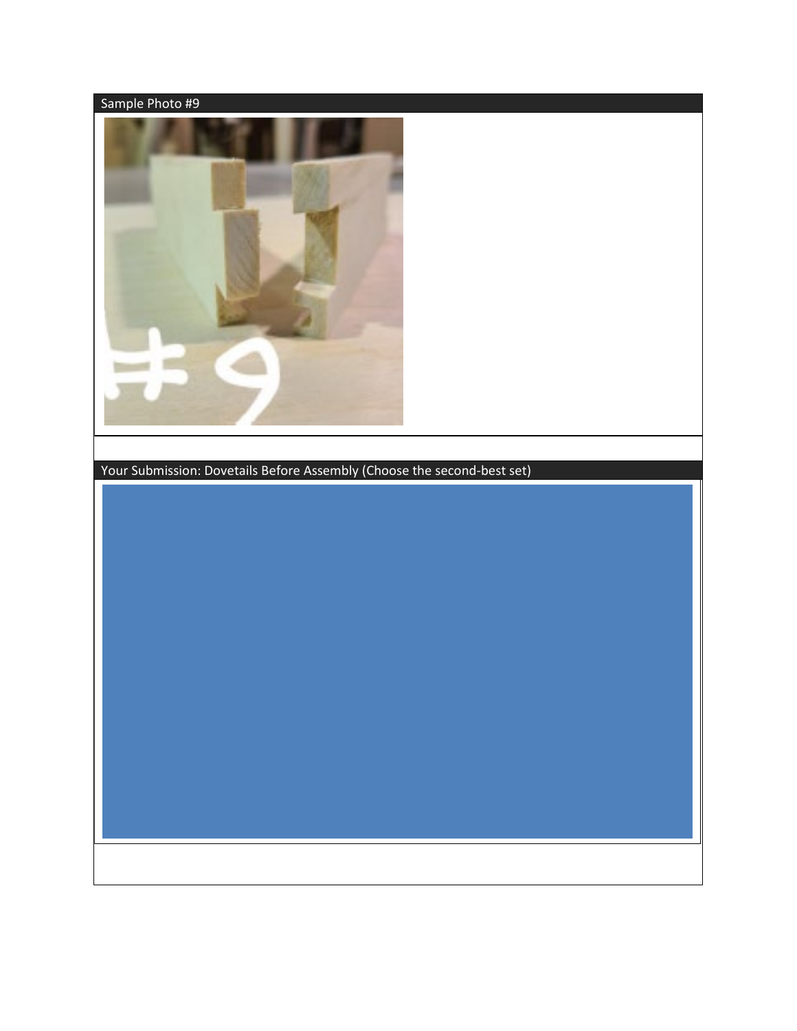Sample Photo #9

Your Submission: Dovetails Before Assembly (Choose the second-best set)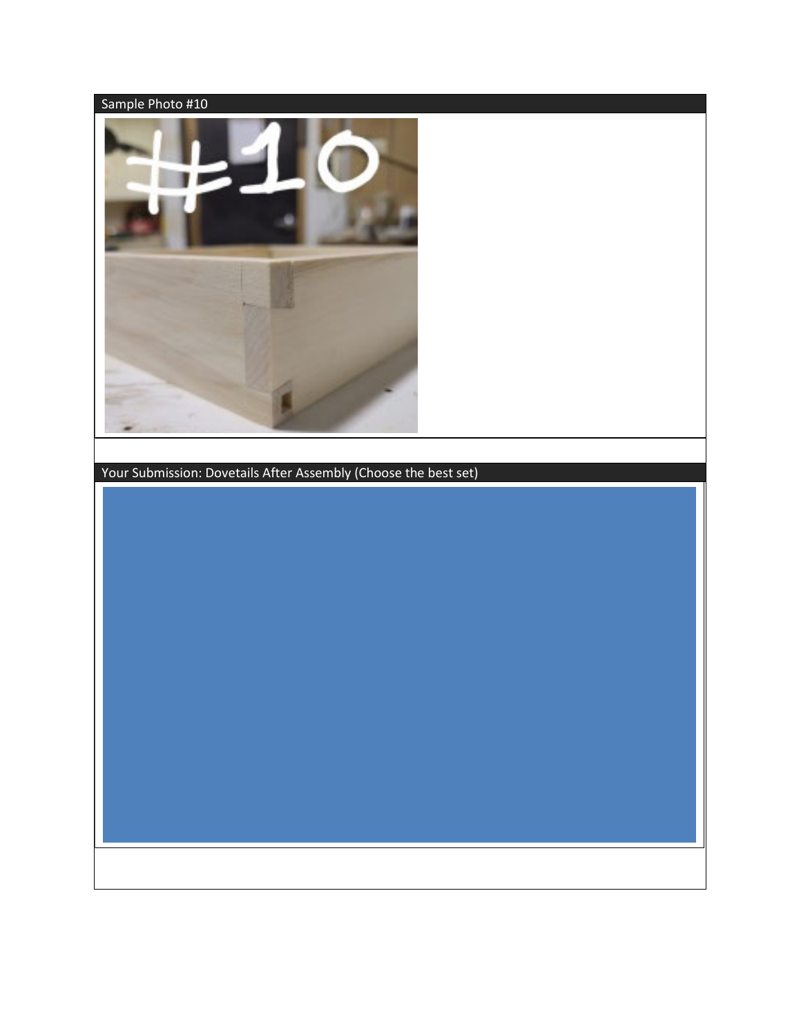Sample Photo #10

Your Submission: Dovetails After Assembly (Choose the best set)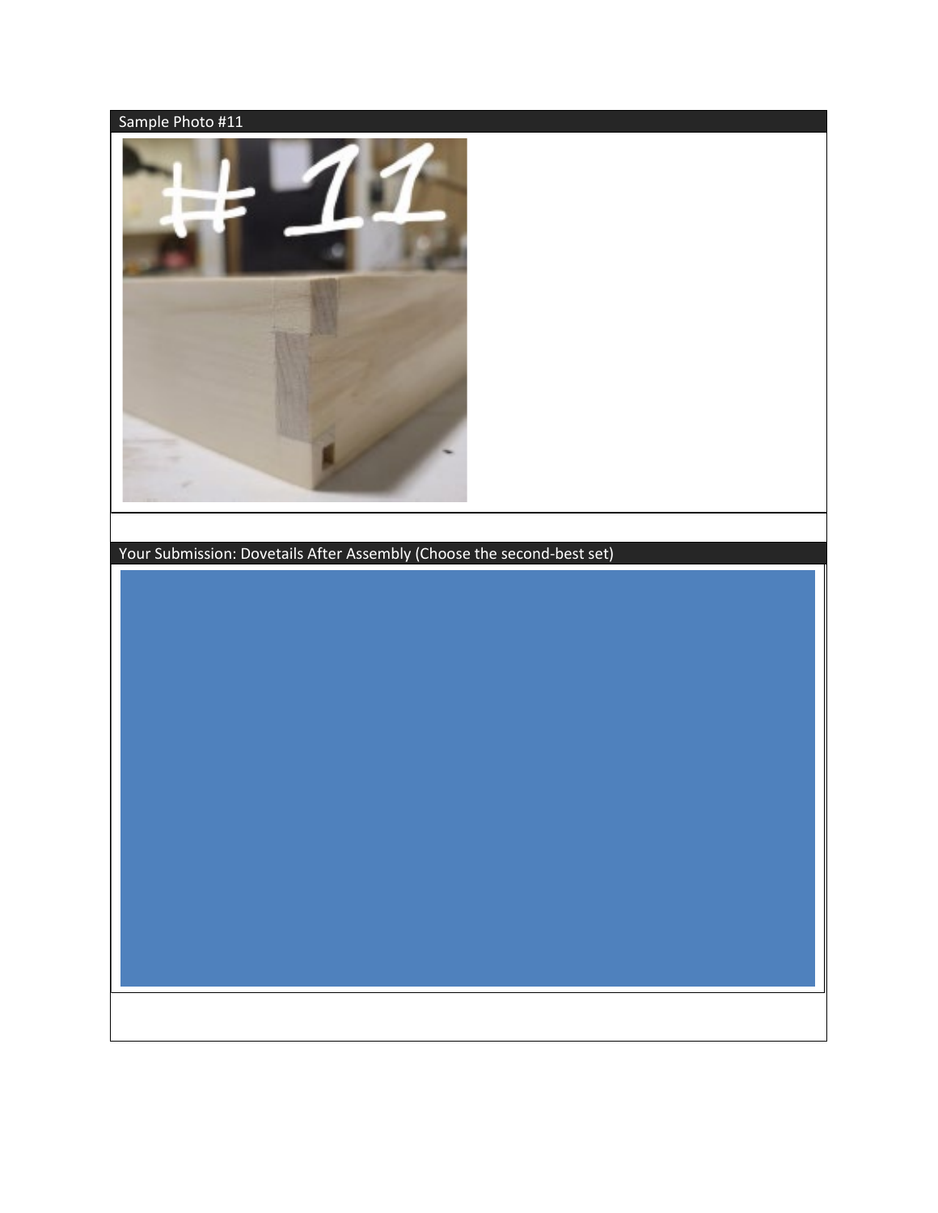Sample Photo #11

Your Submission: Dovetails After Assembly (Choose the second-best set)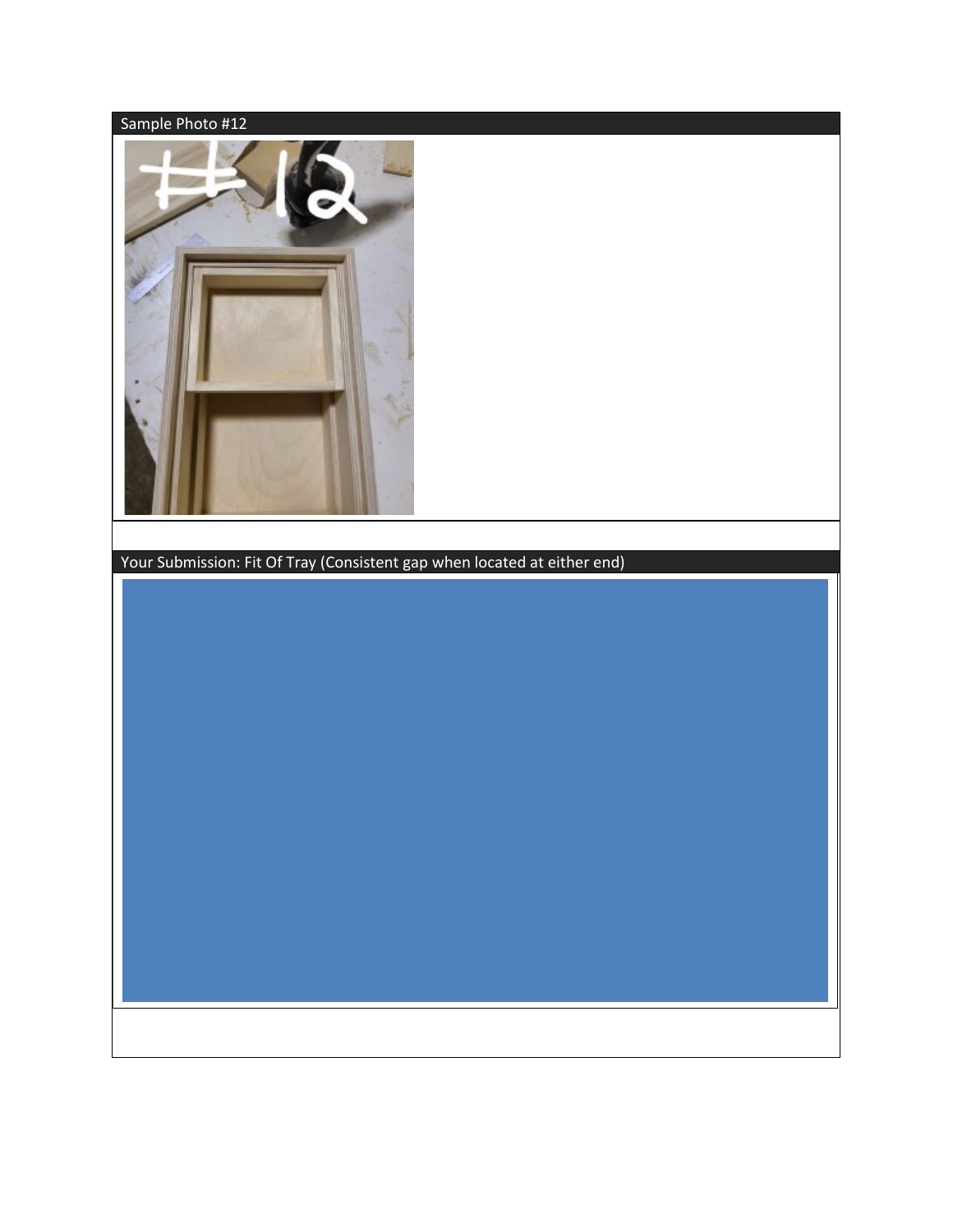Sample Photo #12

Your Submission: Fit Of Tray (Consistent gap when located at either end)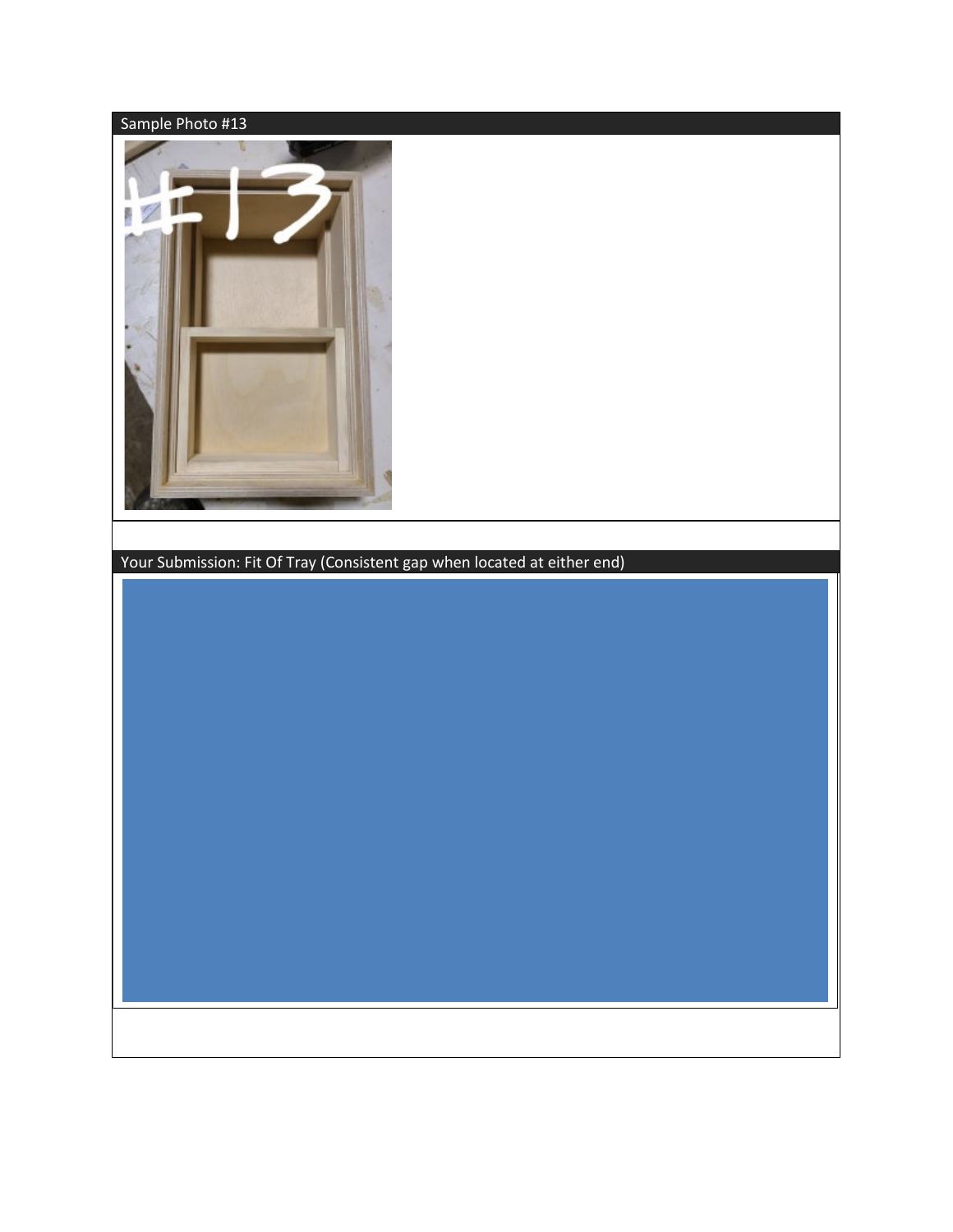| Sample Photo #13 |
| --- |
| |
| |

| Your Submission: Fit Of Tray (Consistent gap when located at either end) |
| --- |
| |
| |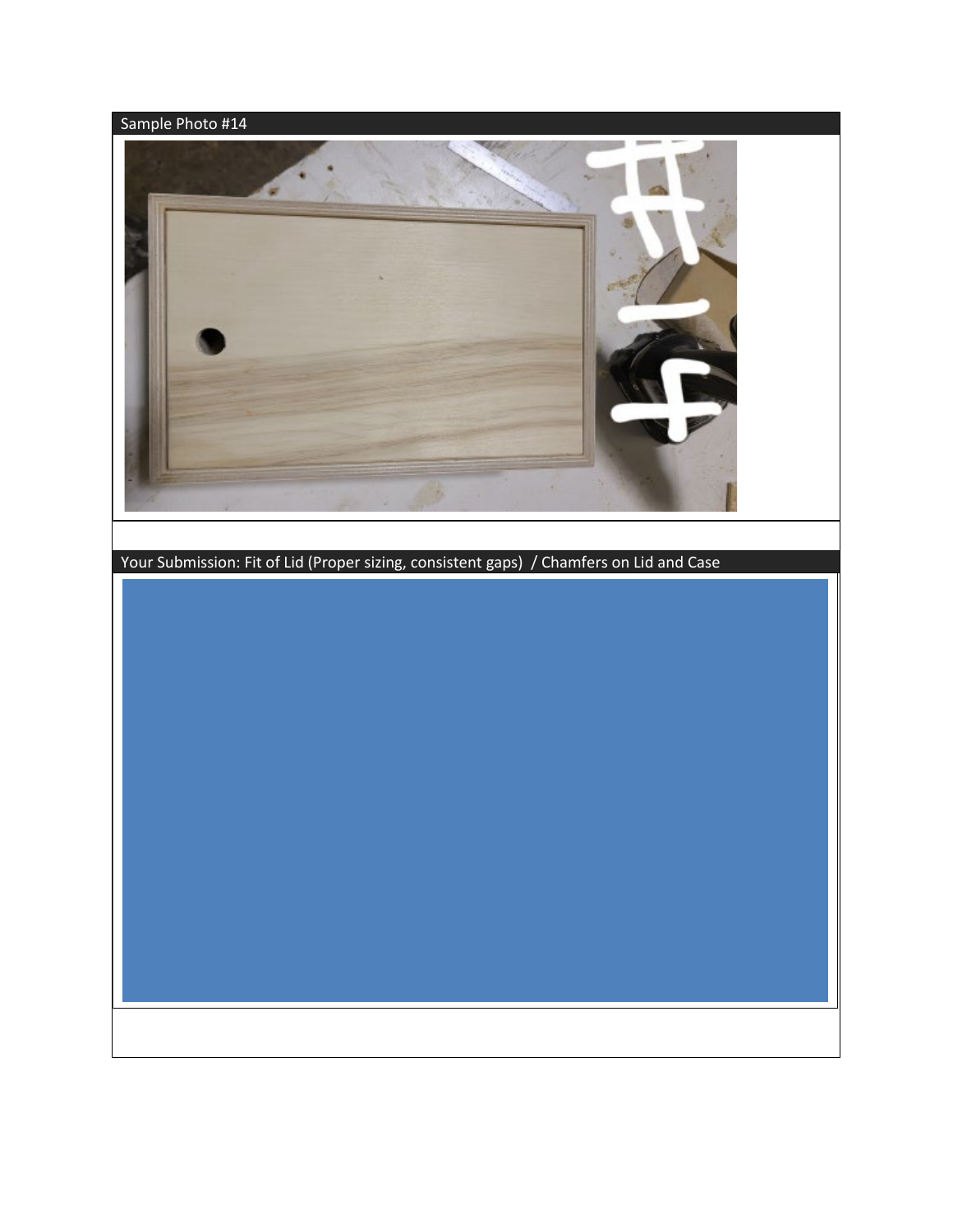Sample Photo #14

Your Submission: Fit of Lid (Proper sizing, consistent gaps) / Chamfers on Lid and Case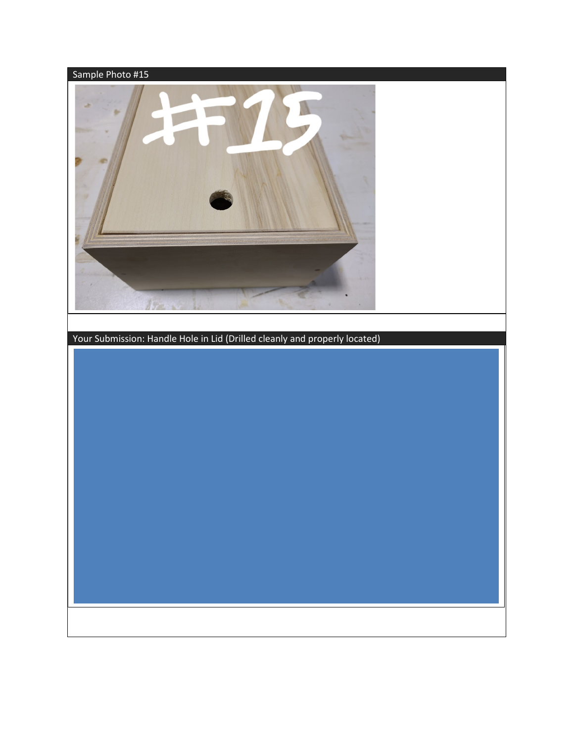Sample Photo #15

Your Submission: Handle Hole in Lid (Drilled cleanly and properly located)